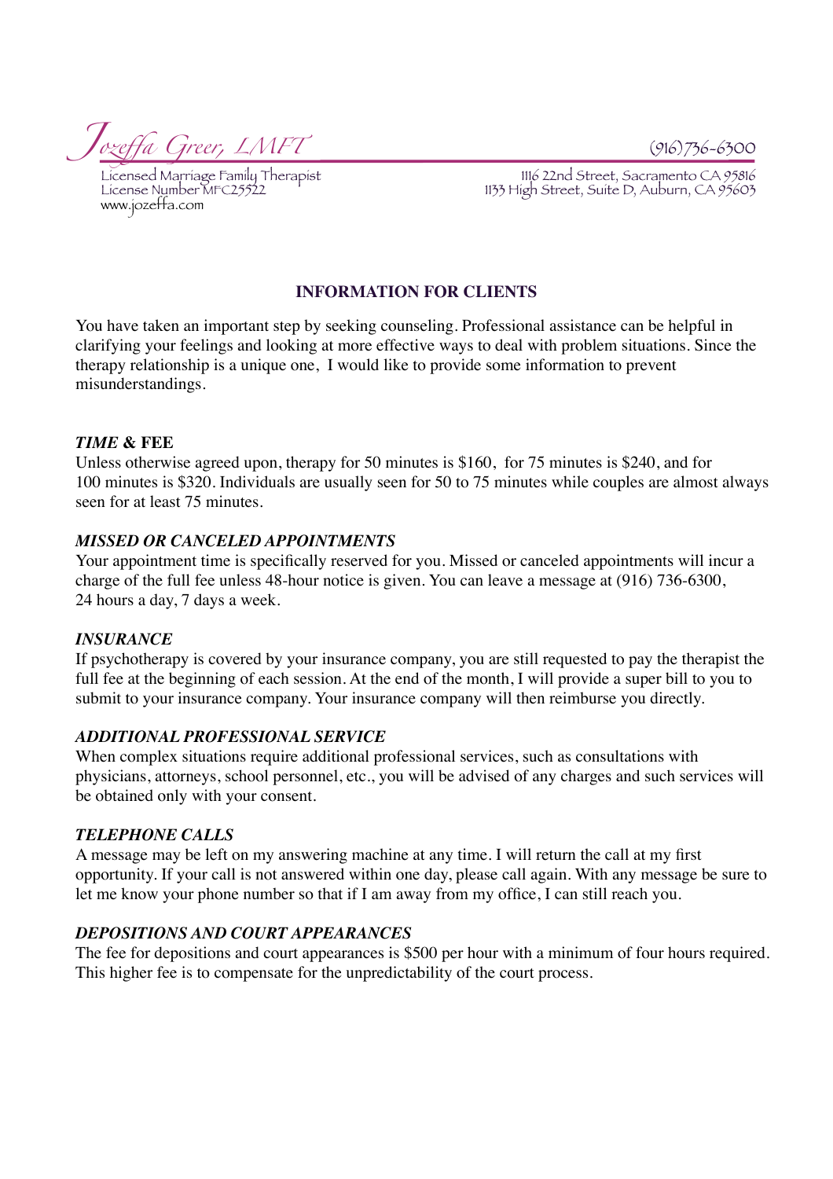*Jozeffa Greer, LMFT*

(916)736-6300

Licensed Marriage Family Therapist
License Number MFC25522
www.jozeffa.com

1116 22nd Street, Sacramento CA 95816
1133 High Street, Suite D, Auburn, CA 95603

## INFORMATION FOR CLIENTS

You have taken an important step by seeking counseling. Professional assistance can be helpful in clarifying your feelings and looking at more effective ways to deal with problem situations. Since the therapy relationship is a unique one, I would like to provide some information to prevent misunderstandings.

### *TIME* & FEE

Unless otherwise agreed upon, therapy for 50 minutes is $160, for 75 minutes is $240, and for 100 minutes is $320. Individuals are usually seen for 50 to 75 minutes while couples are almost always seen for at least 75 minutes.

### *MISSED OR CANCELED APPOINTMENTS*

Your appointment time is specifically reserved for you. Missed or canceled appointments will incur a charge of the full fee unless 48-hour notice is given. You can leave a message at (916) 736-6300, 24 hours a day, 7 days a week.

### *INSURANCE*

If psychotherapy is covered by your insurance company, you are still requested to pay the therapist the full fee at the beginning of each session. At the end of the month, I will provide a super bill to you to submit to your insurance company. Your insurance company will then reimburse you directly.

### *ADDITIONAL PROFESSIONAL SERVICE*

When complex situations require additional professional services, such as consultations with physicians, attorneys, school personnel, etc., you will be advised of any charges and such services will be obtained only with your consent.

### *TELEPHONE CALLS*

A message may be left on my answering machine at any time. I will return the call at my first opportunity. If your call is not answered within one day, please call again. With any message be sure to let me know your phone number so that if I am away from my office, I can still reach you.

### *DEPOSITIONS AND COURT APPEARANCES*

The fee for depositions and court appearances is $500 per hour with a minimum of four hours required. This higher fee is to compensate for the unpredictability of the court process.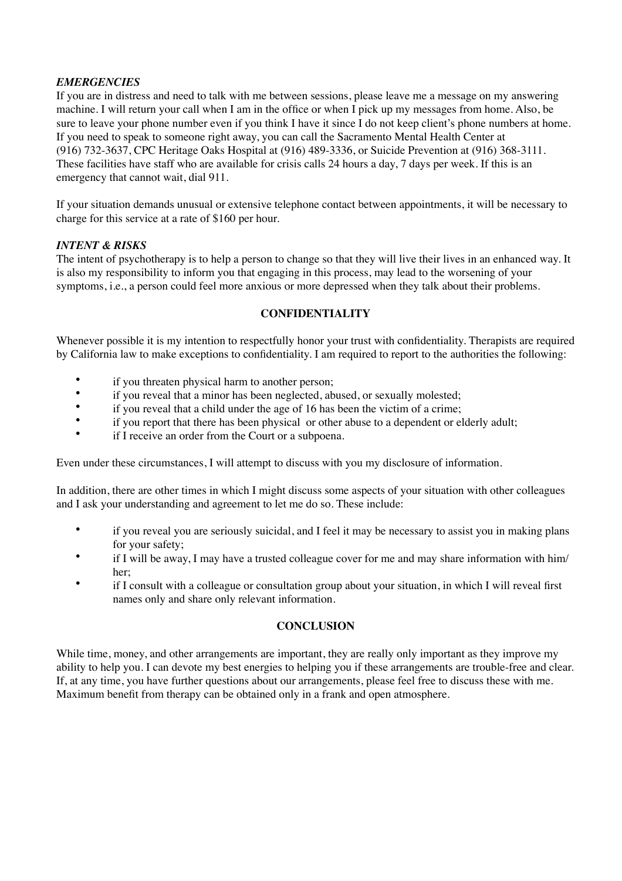*EMERGENCIES*

If you are in distress and need to talk with me between sessions, please leave me a message on my answering machine. I will return your call when I am in the office or when I pick up my messages from home. Also, be sure to leave your phone number even if you think I have it since I do not keep client's phone numbers at home. If you need to speak to someone right away, you can call the Sacramento Mental Health Center at (916) 732-3637, CPC Heritage Oaks Hospital at (916) 489-3336, or Suicide Prevention at (916) 368-3111. These facilities have staff who are available for crisis calls 24 hours a day, 7 days per week. If this is an emergency that cannot wait, dial 911.

If your situation demands unusual or extensive telephone contact between appointments, it will be necessary to charge for this service at a rate of $160 per hour.

*INTENT & RISKS*

The intent of psychotherapy is to help a person to change so that they will live their lives in an enhanced way. It is also my responsibility to inform you that engaging in this process, may lead to the worsening of your symptoms, i.e., a person could feel more anxious or more depressed when they talk about their problems.

## CONFIDENTIALITY

Whenever possible it is my intention to respectfully honor your trust with confidentiality. Therapists are required by California law to make exceptions to confidentiality. I am required to report to the authorities the following:

- if you threaten physical harm to another person;
- if you reveal that a minor has been neglected, abused, or sexually molested;
- if you reveal that a child under the age of 16 has been the victim of a crime;
- if you report that there has been physical or other abuse to a dependent or elderly adult;
- if I receive an order from the Court or a subpoena.

Even under these circumstances, I will attempt to discuss with you my disclosure of information.

In addition, there are other times in which I might discuss some aspects of your situation with other colleagues and I ask your understanding and agreement to let me do so. These include:

- if you reveal you are seriously suicidal, and I feel it may be necessary to assist you in making plans for your safety;
- if I will be away, I may have a trusted colleague cover for me and may share information with him/her;
- if I consult with a colleague or consultation group about your situation, in which I will reveal first names only and share only relevant information.

## CONCLUSION

While time, money, and other arrangements are important, they are really only important as they improve my ability to help you. I can devote my best energies to helping you if these arrangements are trouble-free and clear. If, at any time, you have further questions about our arrangements, please feel free to discuss these with me. Maximum benefit from therapy can be obtained only in a frank and open atmosphere.